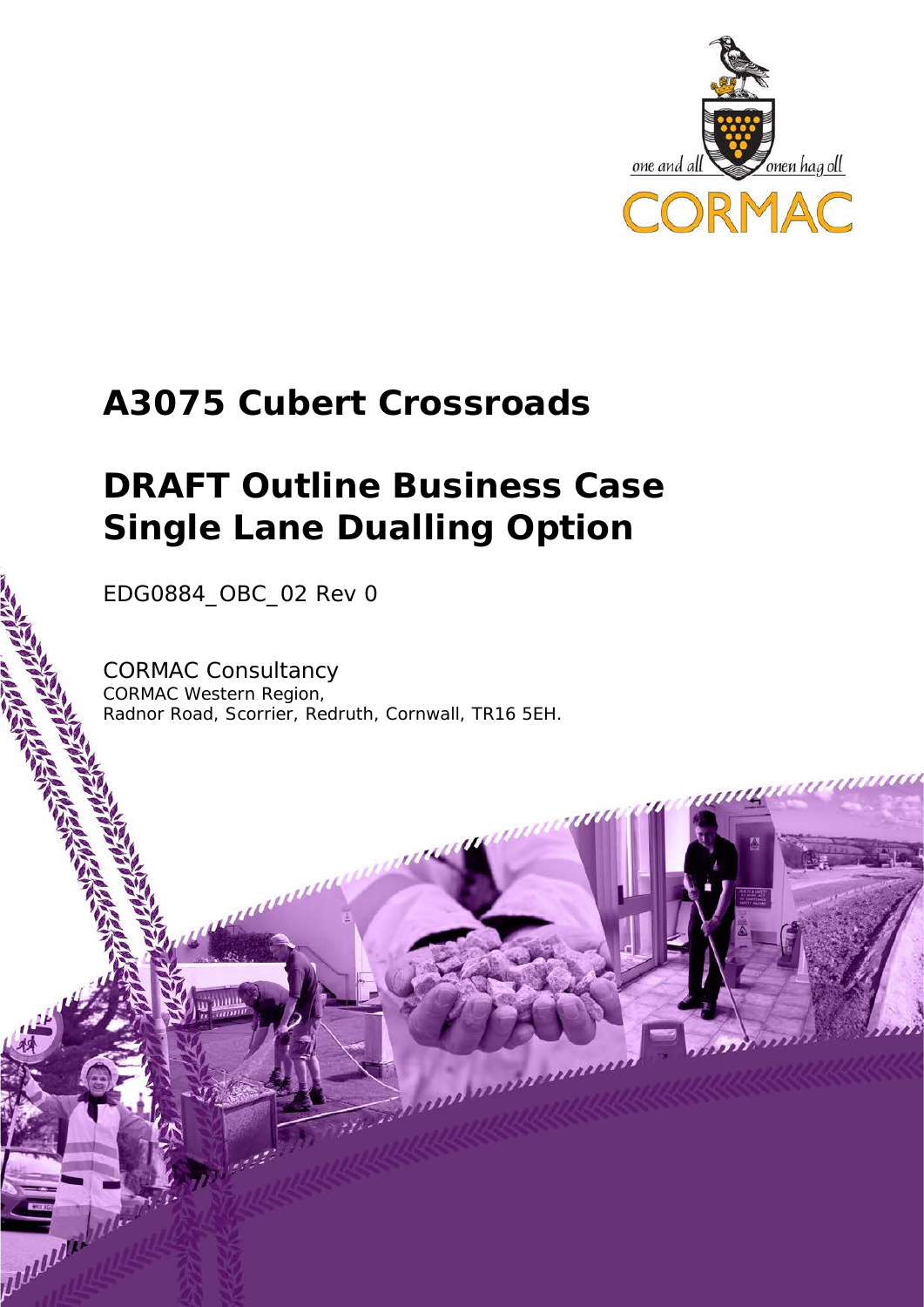one and all onen hag oll

CORMAC

# A3075 Cubert Crossroads

# DRAFT Outline Business Case Single Lane Dualling Option

EDG0884_OBC_02 Rev 0

CORMAC Consultancy
CORMAC Western Region,
Radnor Road, Scorrier, Redruth, Cornwall, TR16 5EH.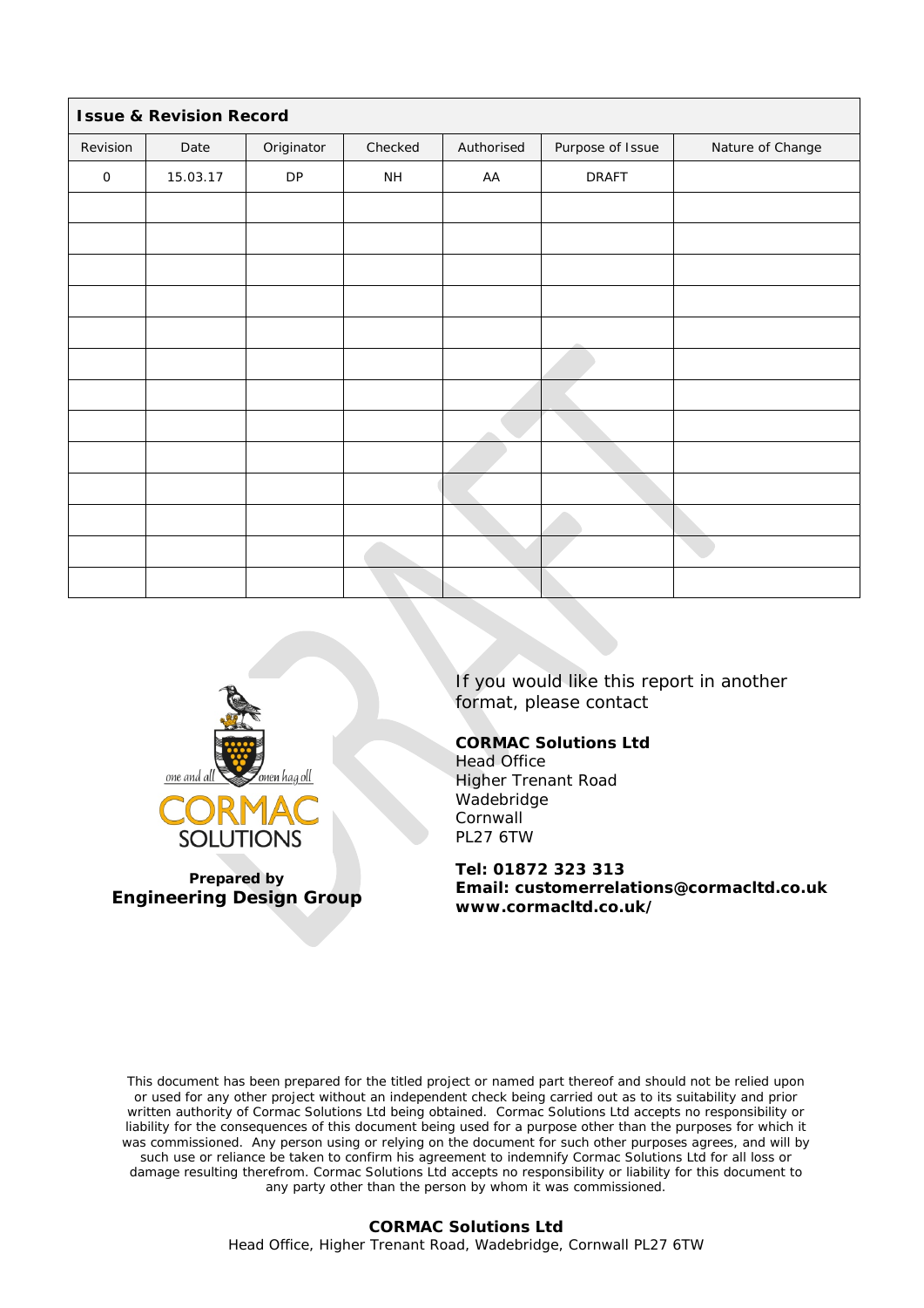| Issue & Revision Record | | | | | | |
|---|---|---|---|---|---|---|
| Revision | Date | Originator | Checked | Authorised | Purpose of Issue | Nature of Change |
| 0 | 15.03.17 | DP | NH | AA | DRAFT | |
| | | | | | | |
| | | | | | | |
| | | | | | | |
| | | | | | | |
| | | | | | | |
| | | | | | | |
| | | | | | | |
| | | | | | | |
| | | | | | | |
| | | | | | | |
| | | | | | | |
| | | | | | | |
| | | | | | | |

one and all — onen hag oll

CORMAC SOLUTIONS

**Prepared by**
**Engineering Design Group**

If you would like this report in another format, please contact

**CORMAC Solutions Ltd**
Head Office
Higher Trenant Road
Wadebridge
Cornwall
PL27 6TW

**Tel: 01872 323 313**
**Email: customerrelations@cormacltd.co.uk**
**www.cormacltd.co.uk/**

This document has been prepared for the titled project or named part thereof and should not be relied upon or used for any other project without an independent check being carried out as to its suitability and prior written authority of Cormac Solutions Ltd being obtained. Cormac Solutions Ltd accepts no responsibility or liability for the consequences of this document being used for a purpose other than the purposes for which it was commissioned. Any person using or relying on the document for such other purposes agrees, and will by such use or reliance be taken to confirm his agreement to indemnify Cormac Solutions Ltd for all loss or damage resulting therefrom. Cormac Solutions Ltd accepts no responsibility or liability for this document to any party other than the person by whom it was commissioned.

**CORMAC Solutions Ltd**
Head Office, Higher Trenant Road, Wadebridge, Cornwall PL27 6TW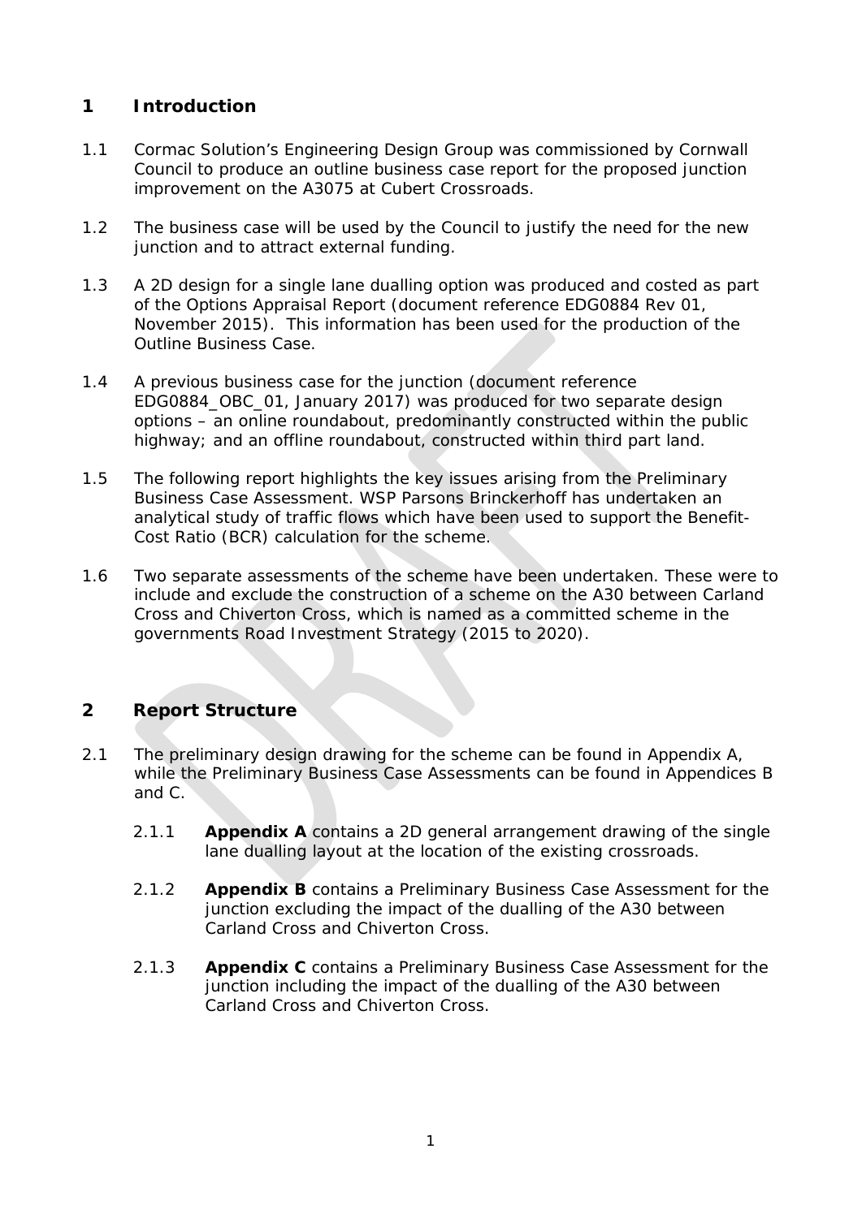## 1 Introduction

1.1 Cormac Solution's Engineering Design Group was commissioned by Cornwall Council to produce an outline business case report for the proposed junction improvement on the A3075 at Cubert Crossroads.

1.2 The business case will be used by the Council to justify the need for the new junction and to attract external funding.

1.3 A 2D design for a single lane dualling option was produced and costed as part of the Options Appraisal Report (document reference EDG0884 Rev 01, November 2015). This information has been used for the production of the Outline Business Case.

1.4 A previous business case for the junction (document reference EDG0884_OBC_01, January 2017) was produced for two separate design options – an online roundabout, predominantly constructed within the public highway; and an offline roundabout, constructed within third part land.

1.5 The following report highlights the key issues arising from the Preliminary Business Case Assessment. WSP Parsons Brinckerhoff has undertaken an analytical study of traffic flows which have been used to support the Benefit-Cost Ratio (BCR) calculation for the scheme.

1.6 Two separate assessments of the scheme have been undertaken. These were to include and exclude the construction of a scheme on the A30 between Carland Cross and Chiverton Cross, which is named as a committed scheme in the governments Road Investment Strategy (2015 to 2020).

## 2 Report Structure

2.1 The preliminary design drawing for the scheme can be found in Appendix A, while the Preliminary Business Case Assessments can be found in Appendices B and C.

2.1.1 **Appendix A** contains a 2D general arrangement drawing of the single lane dualling layout at the location of the existing crossroads.

2.1.2 **Appendix B** contains a Preliminary Business Case Assessment for the junction excluding the impact of the dualling of the A30 between Carland Cross and Chiverton Cross.

2.1.3 **Appendix C** contains a Preliminary Business Case Assessment for the junction including the impact of the dualling of the A30 between Carland Cross and Chiverton Cross.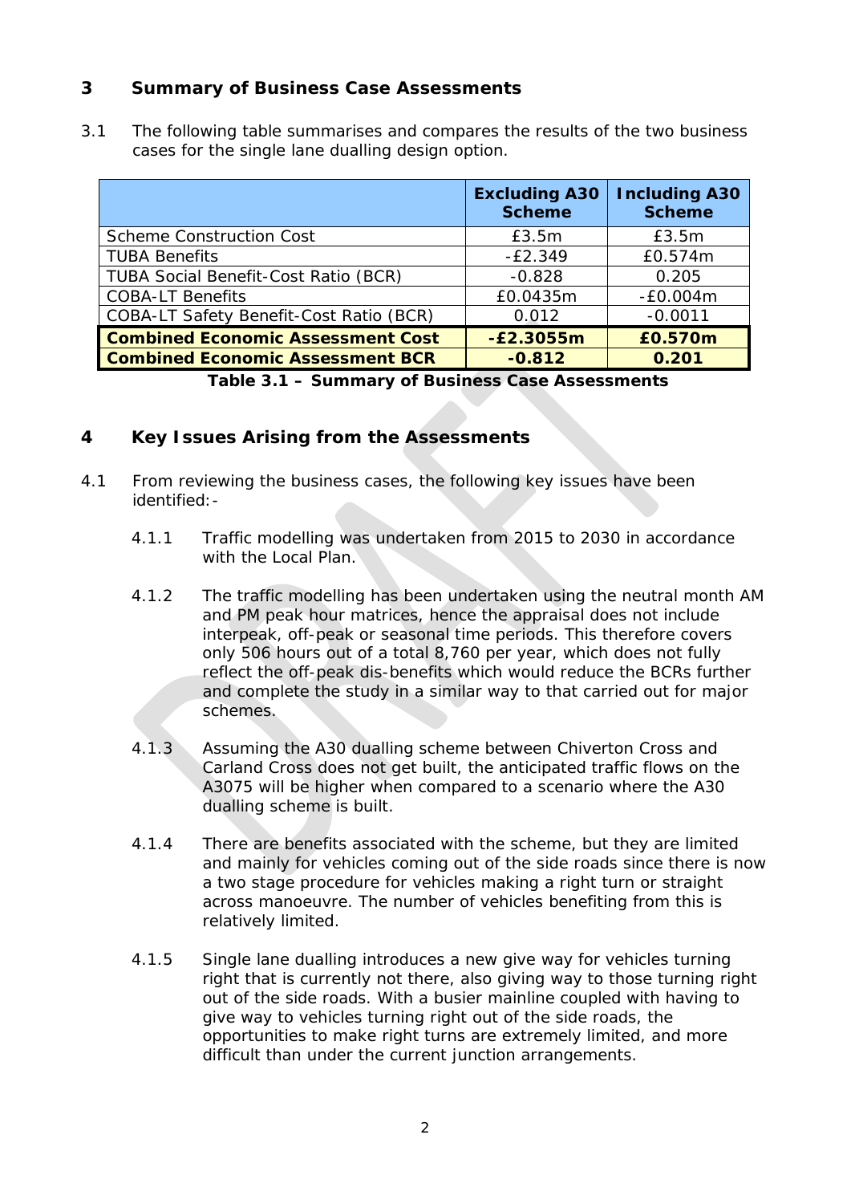## 3 Summary of Business Case Assessments

3.1 The following table summarises and compares the results of the two business cases for the single lane dualling design option.

| | Excluding A30 Scheme | Including A30 Scheme |
|---|---|---|
| Scheme Construction Cost | £3.5m | £3.5m |
| TUBA Benefits | -£2.349 | £0.574m |
| TUBA Social Benefit-Cost Ratio (BCR) | -0.828 | 0.205 |
| COBA-LT Benefits | £0.0435m | -£0.004m |
| COBA-LT Safety Benefit-Cost Ratio (BCR) | 0.012 | -0.0011 |
| **Combined Economic Assessment Cost** | **-£2.3055m** | **£0.570m** |
| **Combined Economic Assessment BCR** | **-0.812** | **0.201** |

**Table 3.1 – Summary of Business Case Assessments**

## 4 Key Issues Arising from the Assessments

4.1 From reviewing the business cases, the following key issues have been identified:-

4.1.1 Traffic modelling was undertaken from 2015 to 2030 in accordance with the Local Plan.

4.1.2 The traffic modelling has been undertaken using the neutral month AM and PM peak hour matrices, hence the appraisal does not include interpeak, off-peak or seasonal time periods. This therefore covers only 506 hours out of a total 8,760 per year, which does not fully reflect the off-peak dis-benefits which would reduce the BCRs further and complete the study in a similar way to that carried out for major schemes.

4.1.3 Assuming the A30 dualling scheme between Chiverton Cross and Carland Cross does not get built, the anticipated traffic flows on the A3075 will be higher when compared to a scenario where the A30 dualling scheme is built.

4.1.4 There are benefits associated with the scheme, but they are limited and mainly for vehicles coming out of the side roads since there is now a two stage procedure for vehicles making a right turn or straight across manoeuvre. The number of vehicles benefiting from this is relatively limited.

4.1.5 Single lane dualling introduces a new give way for vehicles turning right that is currently not there, also giving way to those turning right out of the side roads. With a busier mainline coupled with having to give way to vehicles turning right out of the side roads, the opportunities to make right turns are extremely limited, and more difficult than under the current junction arrangements.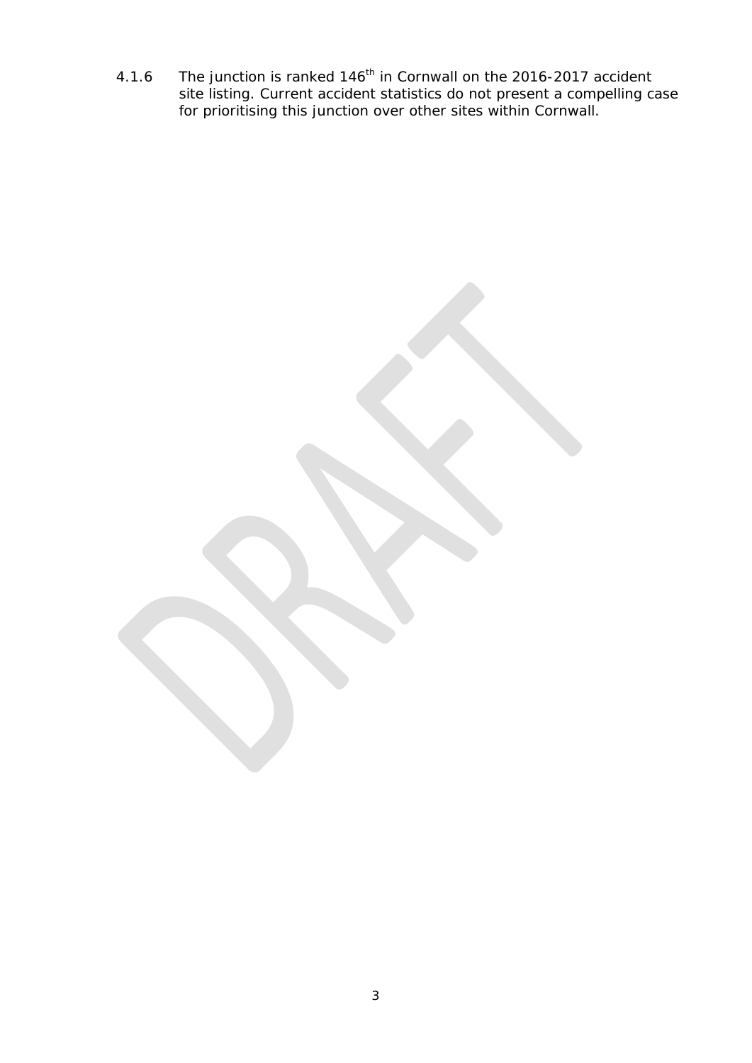4.1.6 The junction is ranked 146th in Cornwall on the 2016-2017 accident site listing. Current accident statistics do not present a compelling case for prioritising this junction over other sites within Cornwall.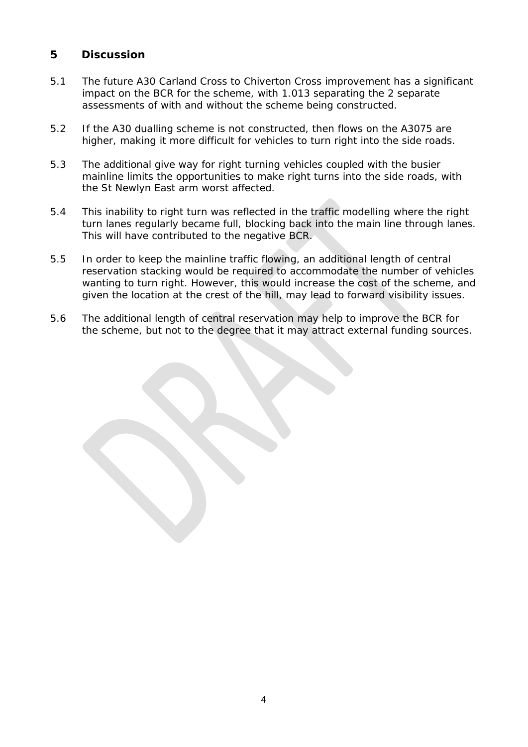## 5 Discussion

5.1 The future A30 Carland Cross to Chiverton Cross improvement has a significant impact on the BCR for the scheme, with 1.013 separating the 2 separate assessments of with and without the scheme being constructed.

5.2 If the A30 dualling scheme is not constructed, then flows on the A3075 are higher, making it more difficult for vehicles to turn right into the side roads.

5.3 The additional give way for right turning vehicles coupled with the busier mainline limits the opportunities to make right turns into the side roads, with the St Newlyn East arm worst affected.

5.4 This inability to right turn was reflected in the traffic modelling where the right turn lanes regularly became full, blocking back into the main line through lanes. This will have contributed to the negative BCR.

5.5 In order to keep the mainline traffic flowing, an additional length of central reservation stacking would be required to accommodate the number of vehicles wanting to turn right. However, this would increase the cost of the scheme, and given the location at the crest of the hill, may lead to forward visibility issues.

5.6 The additional length of central reservation may help to improve the BCR for the scheme, but not to the degree that it may attract external funding sources.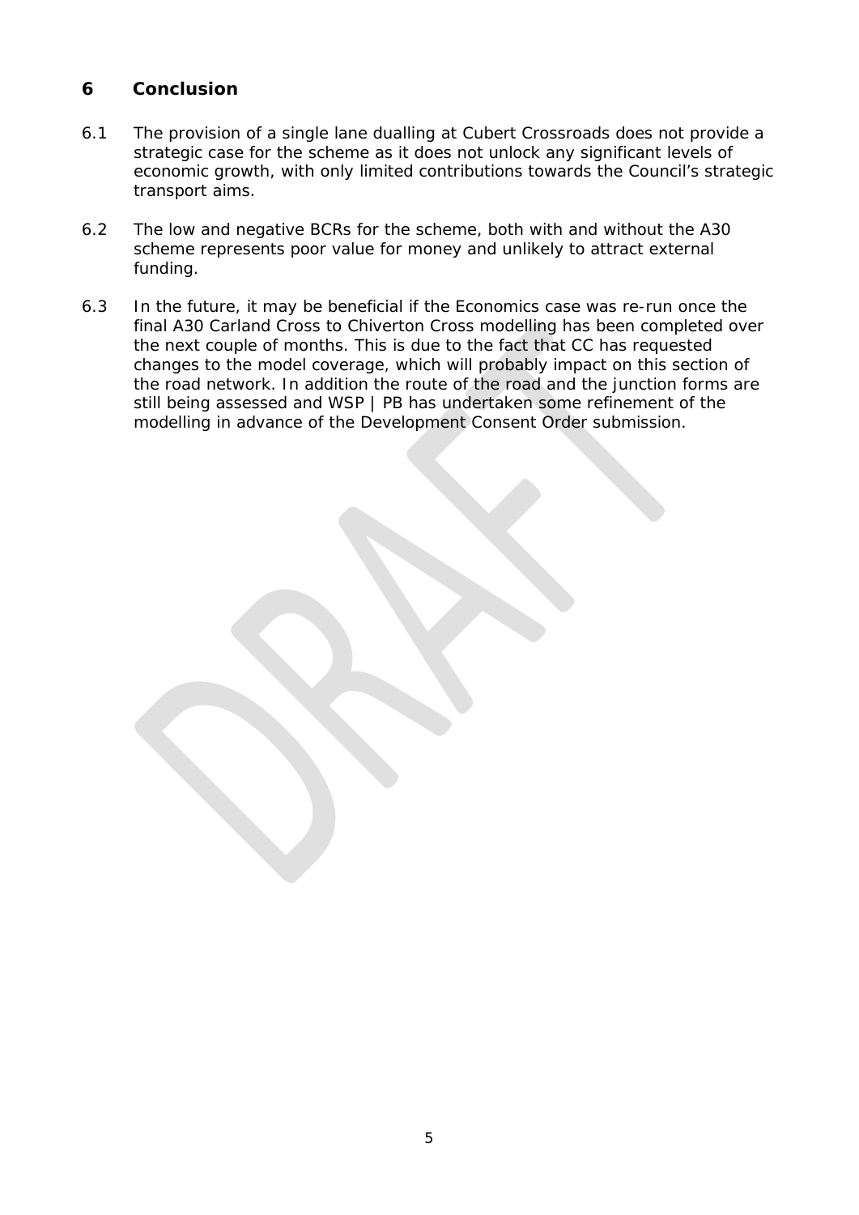## 6 Conclusion

6.1 The provision of a single lane dualling at Cubert Crossroads does not provide a strategic case for the scheme as it does not unlock any significant levels of economic growth, with only limited contributions towards the Council's strategic transport aims.

6.2 The low and negative BCRs for the scheme, both with and without the A30 scheme represents poor value for money and unlikely to attract external funding.

6.3 In the future, it may be beneficial if the Economics case was re-run once the final A30 Carland Cross to Chiverton Cross modelling has been completed over the next couple of months. This is due to the fact that CC has requested changes to the model coverage, which will probably impact on this section of the road network. In addition the route of the road and the junction forms are still being assessed and WSP | PB has undertaken some refinement of the modelling in advance of the Development Consent Order submission.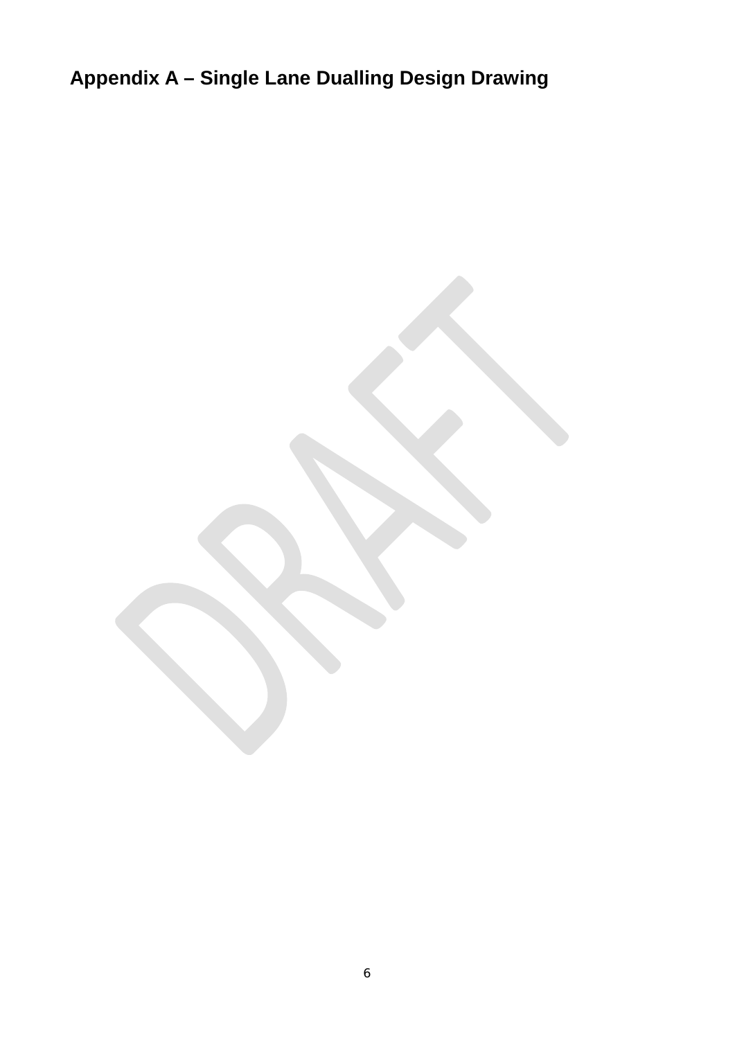## Appendix A – Single Lane Dualling Design Drawing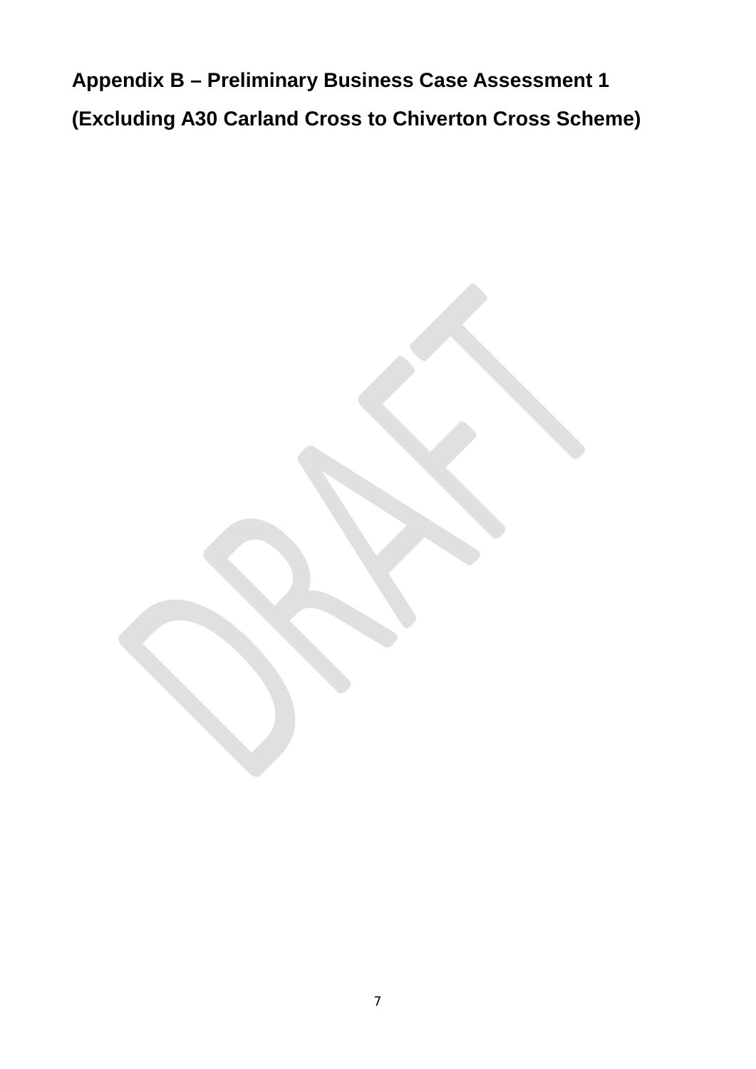## Appendix B – Preliminary Business Case Assessment 1

## (Excluding A30 Carland Cross to Chiverton Cross Scheme)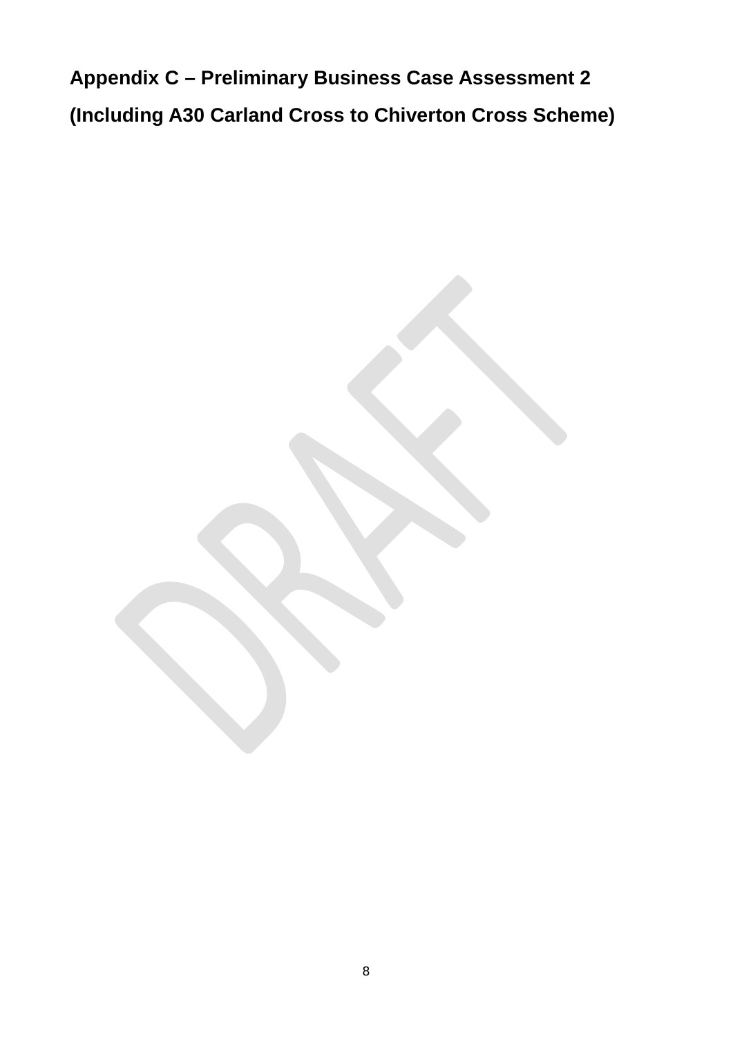## Appendix C – Preliminary Business Case Assessment 2

## (Including A30 Carland Cross to Chiverton Cross Scheme)